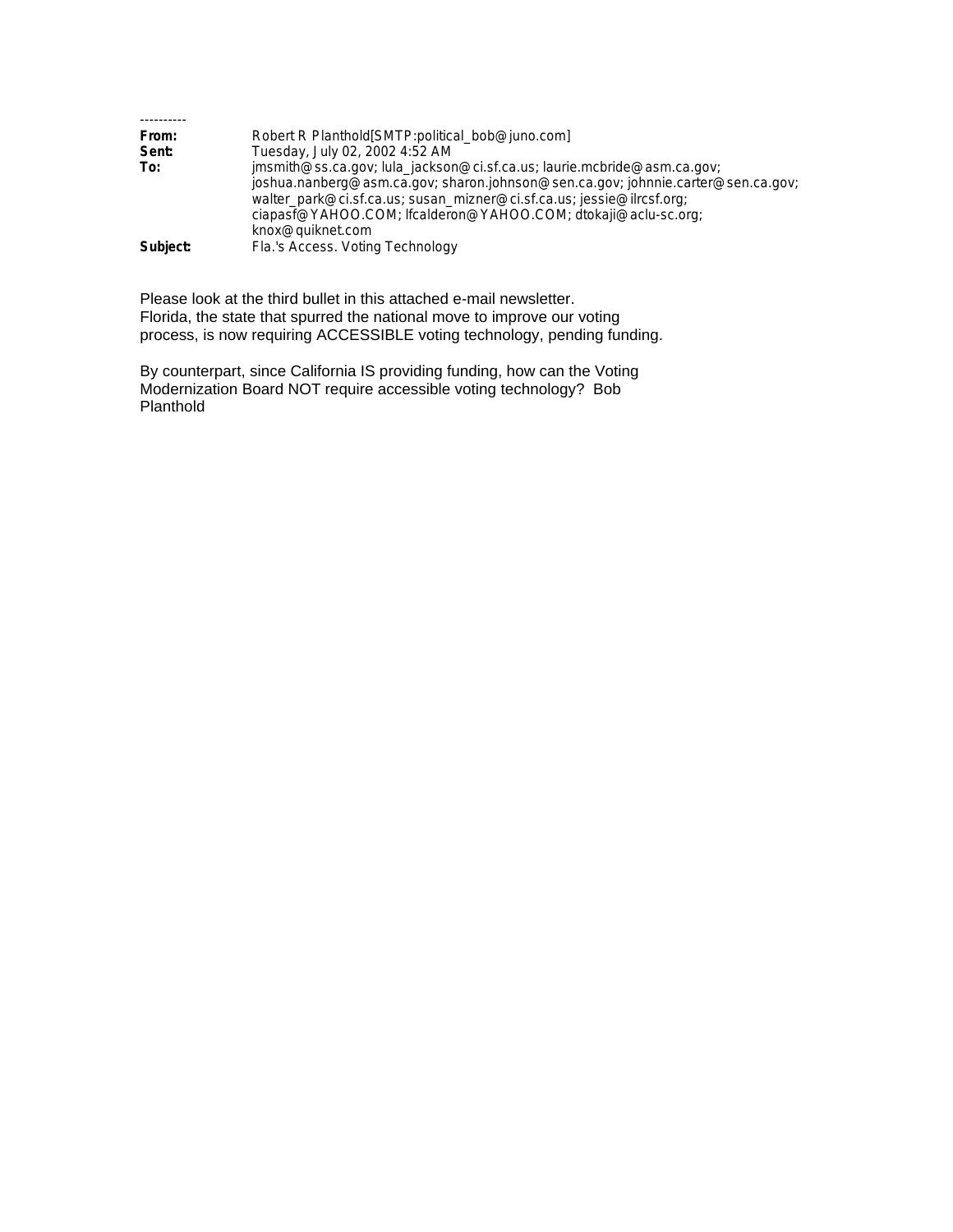----------

**From:** Robert R Planthold[SMTP:political_bob@juno.com]
**Sent:** Tuesday, July 02, 2002 4:52 AM
**To:** jmsmith@ss.ca.gov; lula_jackson@ci.sf.ca.us; laurie.mcbride@asm.ca.gov; joshua.nanberg@asm.ca.gov; sharon.johnson@sen.ca.gov; johnnie.carter@sen.ca.gov; walter_park@ci.sf.ca.us; susan_mizner@ci.sf.ca.us; jessie@ilrcsf.org; ciapasf@YAHOO.COM; lfcalderon@YAHOO.COM; dtokaji@aclu-sc.org; knox@quiknet.com
**Subject:** Fla.'s Access. Voting Technology

Please look at the third bullet in this attached e-mail newsletter.
Florida, the state that spurred the national move to improve our voting process, is now requiring ACCESSIBLE voting technology, pending funding.

By counterpart, since California IS providing funding, how can the Voting Modernization Board NOT require accessible voting technology? Bob Planthold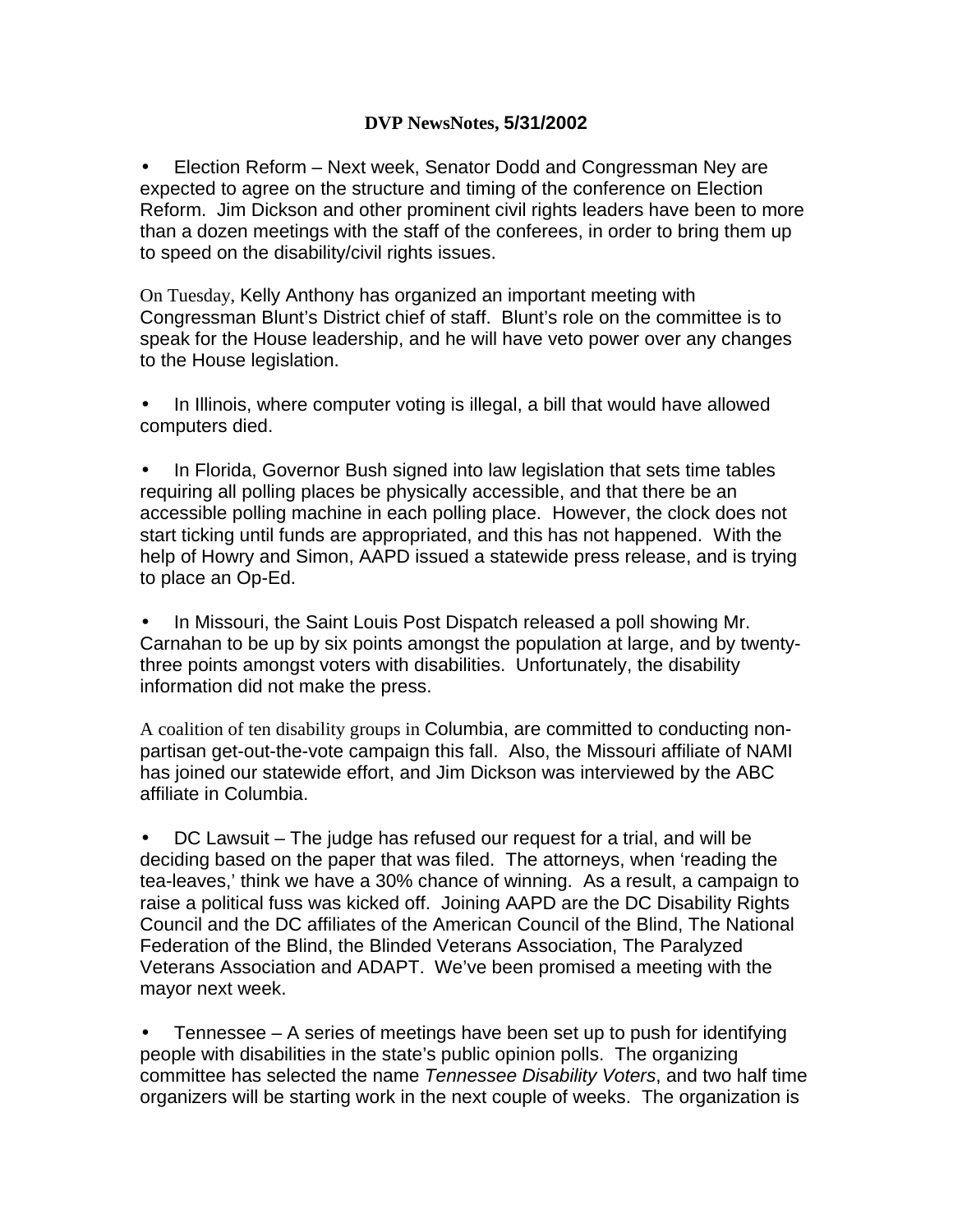**DVP NewsNotes, 5/31/2002**

- Election Reform – Next week, Senator Dodd and Congressman Ney are expected to agree on the structure and timing of the conference on Election Reform. Jim Dickson and other prominent civil rights leaders have been to more than a dozen meetings with the staff of the conferees, in order to bring them up to speed on the disability/civil rights issues.

On Tuesday, Kelly Anthony has organized an important meeting with Congressman Blunt's District chief of staff. Blunt's role on the committee is to speak for the House leadership, and he will have veto power over any changes to the House legislation.

- In Illinois, where computer voting is illegal, a bill that would have allowed computers died.

- In Florida, Governor Bush signed into law legislation that sets time tables requiring all polling places be physically accessible, and that there be an accessible polling machine in each polling place. However, the clock does not start ticking until funds are appropriated, and this has not happened. With the help of Howry and Simon, AAPD issued a statewide press release, and is trying to place an Op-Ed.

- In Missouri, the Saint Louis Post Dispatch released a poll showing Mr. Carnahan to be up by six points amongst the population at large, and by twenty-three points amongst voters with disabilities. Unfortunately, the disability information did not make the press.

A coalition of ten disability groups in Columbia, are committed to conducting non-partisan get-out-the-vote campaign this fall. Also, the Missouri affiliate of NAMI has joined our statewide effort, and Jim Dickson was interviewed by the ABC affiliate in Columbia.

- DC Lawsuit – The judge has refused our request for a trial, and will be deciding based on the paper that was filed. The attorneys, when 'reading the tea-leaves,' think we have a 30% chance of winning. As a result, a campaign to raise a political fuss was kicked off. Joining AAPD are the DC Disability Rights Council and the DC affiliates of the American Council of the Blind, The National Federation of the Blind, the Blinded Veterans Association, The Paralyzed Veterans Association and ADAPT. We've been promised a meeting with the mayor next week.

- Tennessee – A series of meetings have been set up to push for identifying people with disabilities in the state's public opinion polls. The organizing committee has selected the name *Tennessee Disability Voters*, and two half time organizers will be starting work in the next couple of weeks. The organization is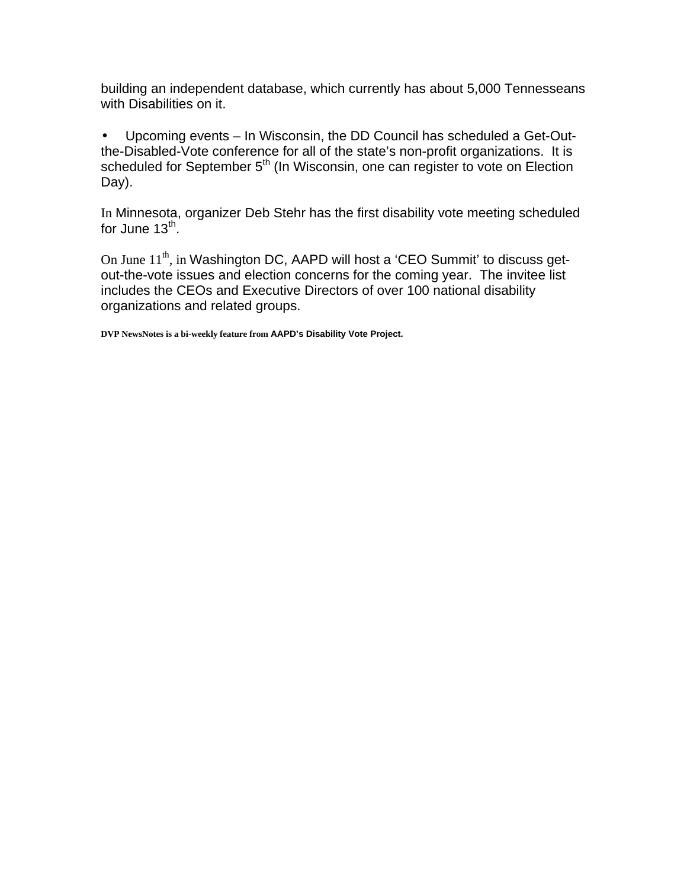building an independent database, which currently has about 5,000 Tennesseans with Disabilities on it.

- Upcoming events – In Wisconsin, the DD Council has scheduled a Get-Out-the-Disabled-Vote conference for all of the state's non-profit organizations. It is scheduled for September 5th (In Wisconsin, one can register to vote on Election Day).

In Minnesota, organizer Deb Stehr has the first disability vote meeting scheduled for June 13th.

On June 11th, in Washington DC, AAPD will host a 'CEO Summit' to discuss get-out-the-vote issues and election concerns for the coming year. The invitee list includes the CEOs and Executive Directors of over 100 national disability organizations and related groups.

**DVP NewsNotes is a bi-weekly feature from AAPD's Disability Vote Project.**